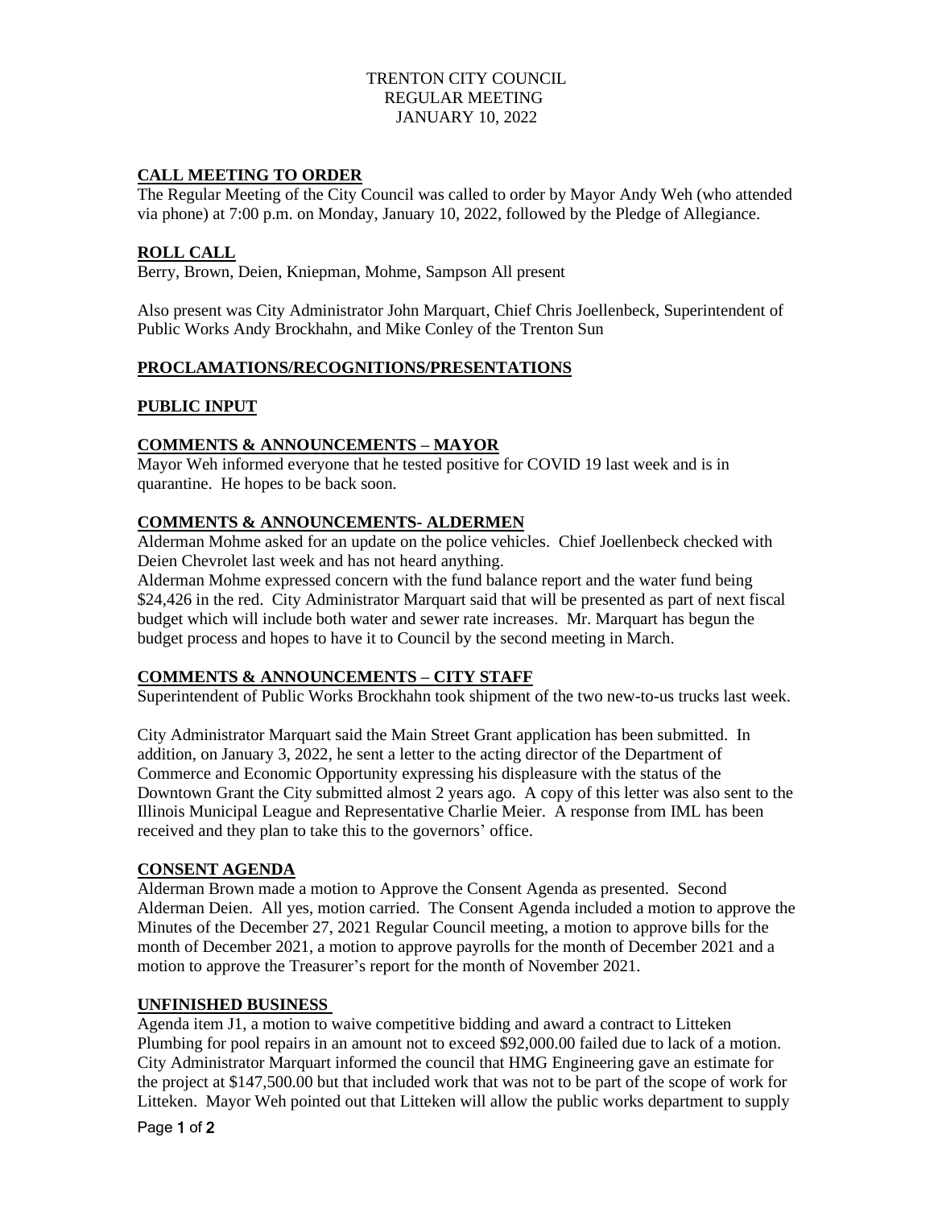# TRENTON CITY COUNCIL
# REGULAR MEETING
# JANUARY 10, 2022

## CALL MEETING TO ORDER

The Regular Meeting of the City Council was called to order by Mayor Andy Weh (who attended via phone) at 7:00 p.m. on Monday, January 10, 2022, followed by the Pledge of Allegiance.

## ROLL CALL

Berry, Brown, Deien, Kniepman, Mohme, Sampson All present

Also present was City Administrator John Marquart, Chief Chris Joellenbeck, Superintendent of Public Works Andy Brockhahn, and Mike Conley of the Trenton Sun

## PROCLAMATIONS/RECOGNITIONS/PRESENTATIONS

## PUBLIC INPUT

## COMMENTS & ANNOUNCEMENTS – MAYOR

Mayor Weh informed everyone that he tested positive for COVID 19 last week and is in quarantine. He hopes to be back soon.

## COMMENTS & ANNOUNCEMENTS- ALDERMEN

Alderman Mohme asked for an update on the police vehicles. Chief Joellenbeck checked with Deien Chevrolet last week and has not heard anything.

Alderman Mohme expressed concern with the fund balance report and the water fund being $24,426 in the red. City Administrator Marquart said that will be presented as part of next fiscal budget which will include both water and sewer rate increases. Mr. Marquart has begun the budget process and hopes to have it to Council by the second meeting in March.

## COMMENTS & ANNOUNCEMENTS – CITY STAFF

Superintendent of Public Works Brockhahn took shipment of the two new-to-us trucks last week.

City Administrator Marquart said the Main Street Grant application has been submitted. In addition, on January 3, 2022, he sent a letter to the acting director of the Department of Commerce and Economic Opportunity expressing his displeasure with the status of the Downtown Grant the City submitted almost 2 years ago. A copy of this letter was also sent to the Illinois Municipal League and Representative Charlie Meier. A response from IML has been received and they plan to take this to the governors' office.

## CONSENT AGENDA

Alderman Brown made a motion to Approve the Consent Agenda as presented. Second Alderman Deien. All yes, motion carried. The Consent Agenda included a motion to approve the Minutes of the December 27, 2021 Regular Council meeting, a motion to approve bills for the month of December 2021, a motion to approve payrolls for the month of December 2021 and a motion to approve the Treasurer's report for the month of November 2021.

## UNFINISHED BUSINESS

Agenda item J1, a motion to waive competitive bidding and award a contract to Litteken Plumbing for pool repairs in an amount not to exceed $92,000.00 failed due to lack of a motion. City Administrator Marquart informed the council that HMG Engineering gave an estimate for the project at $147,500.00 but that included work that was not to be part of the scope of work for Litteken. Mayor Weh pointed out that Litteken will allow the public works department to supply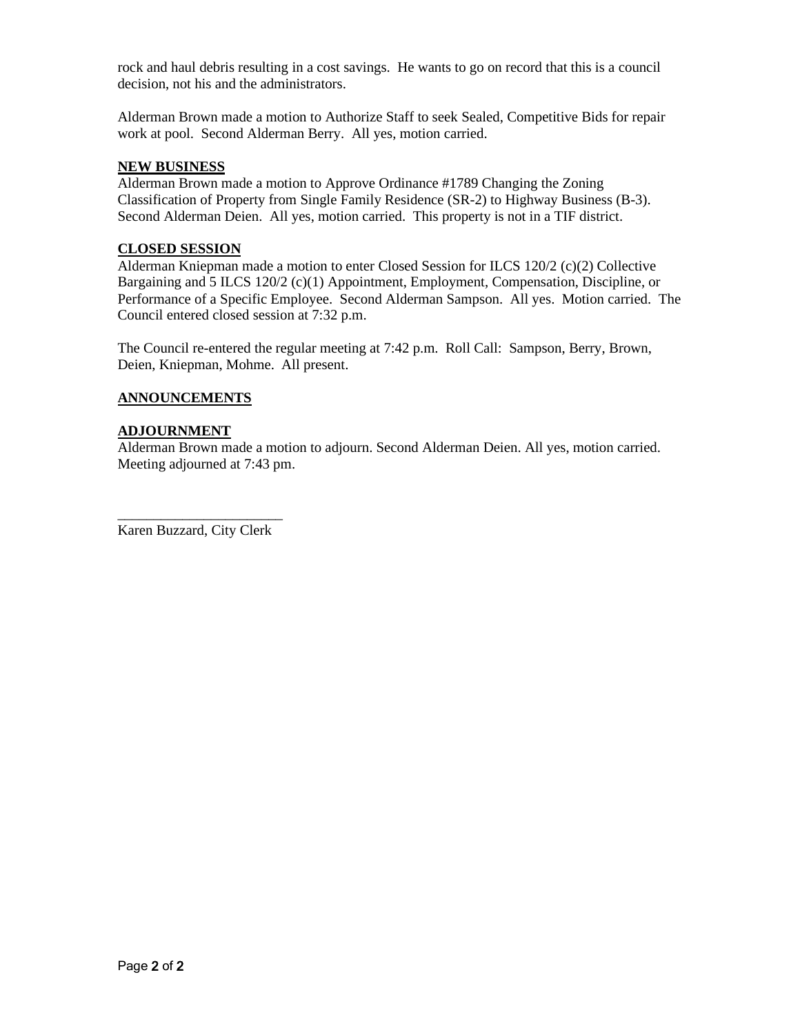rock and haul debris resulting in a cost savings. He wants to go on record that this is a council decision, not his and the administrators.

Alderman Brown made a motion to Authorize Staff to seek Sealed, Competitive Bids for repair work at pool. Second Alderman Berry. All yes, motion carried.

**NEW BUSINESS**

Alderman Brown made a motion to Approve Ordinance #1789 Changing the Zoning Classification of Property from Single Family Residence (SR-2) to Highway Business (B-3). Second Alderman Deien. All yes, motion carried. This property is not in a TIF district.

**CLOSED SESSION**

Alderman Kniepman made a motion to enter Closed Session for ILCS 120/2 (c)(2) Collective Bargaining and 5 ILCS 120/2 (c)(1) Appointment, Employment, Compensation, Discipline, or Performance of a Specific Employee. Second Alderman Sampson. All yes. Motion carried. The Council entered closed session at 7:32 p.m.

The Council re-entered the regular meeting at 7:42 p.m. Roll Call: Sampson, Berry, Brown, Deien, Kniepman, Mohme. All present.

**ANNOUNCEMENTS**

**ADJOURNMENT**

Alderman Brown made a motion to adjourn. Second Alderman Deien. All yes, motion carried. Meeting adjourned at 7:43 pm.

______________________

Karen Buzzard, City Clerk